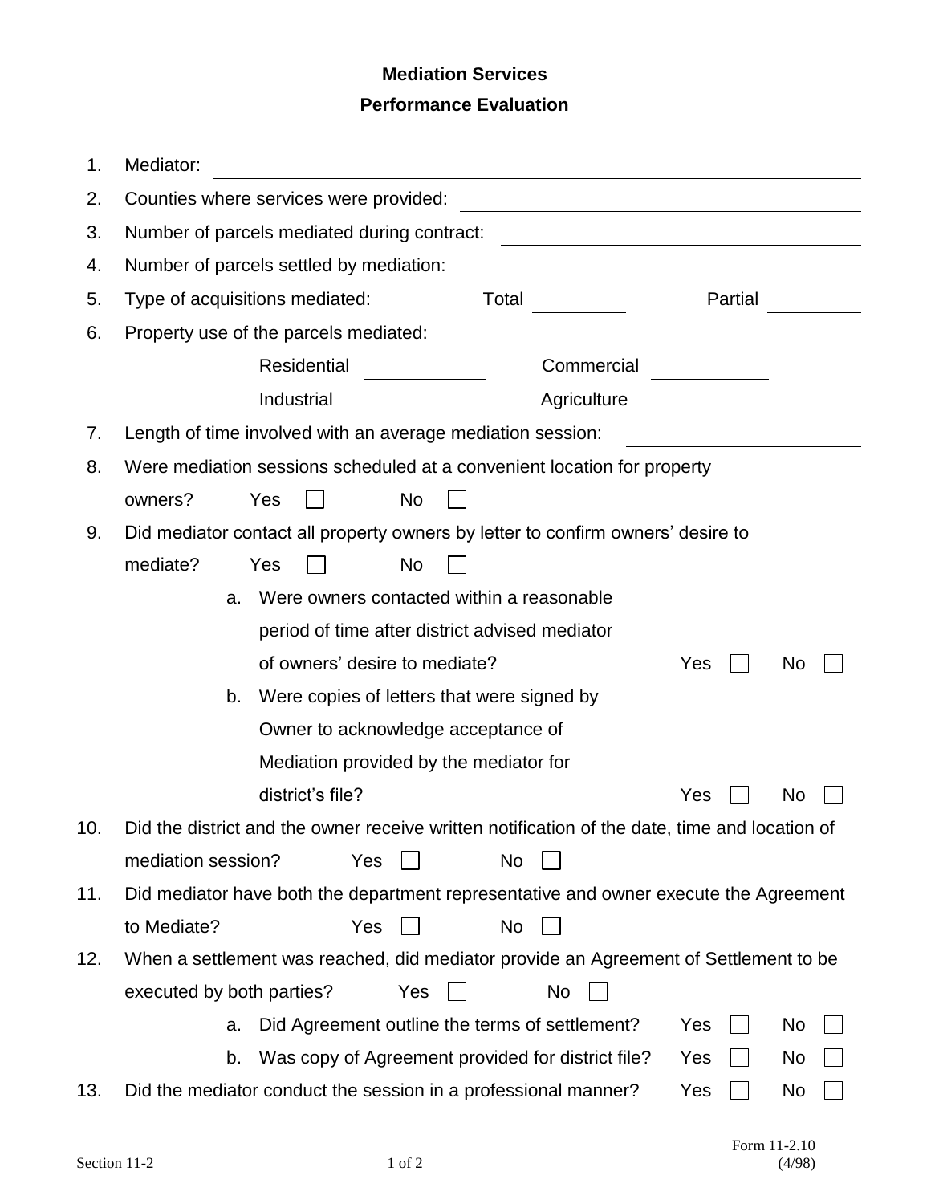# Mediation Services

## Performance Evaluation

1. Mediator: ______________________________
2. Counties where services were provided: ______________________________
3. Number of parcels mediated during contract: ______________________________
4. Number of parcels settled by mediation: ______________________________
5. Type of acquisitions mediated: Total ________ Partial ________
6. Property use of the parcels mediated:

   Residential ________ Commercial ________

   Industrial ________ Agriculture ________

7. Length of time involved with an average mediation session: ______________________________
8. Were mediation sessions scheduled at a convenient location for property owners? Yes ☐ No ☐
9. Did mediator contact all property owners by letter to confirm owners' desire to mediate? Yes ☐ No ☐
   a. Were owners contacted within a reasonable period of time after district advised mediator of owners' desire to mediate? Yes ☐ No ☐
   b. Were copies of letters that were signed by Owner to acknowledge acceptance of Mediation provided by the mediator for district's file? Yes ☐ No ☐
10. Did the district and the owner receive written notification of the date, time and location of mediation session? Yes ☐ No ☐
11. Did mediator have both the department representative and owner execute the Agreement to Mediate? Yes ☐ No ☐
12. When a settlement was reached, did mediator provide an Agreement of Settlement to be executed by both parties? Yes ☐ No ☐
    a. Did Agreement outline the terms of settlement? Yes ☐ No ☐
    b. Was copy of Agreement provided for district file? Yes ☐ No ☐
13. Did the mediator conduct the session in a professional manner? Yes ☐ No ☐

Form 11-2.10
(4/98)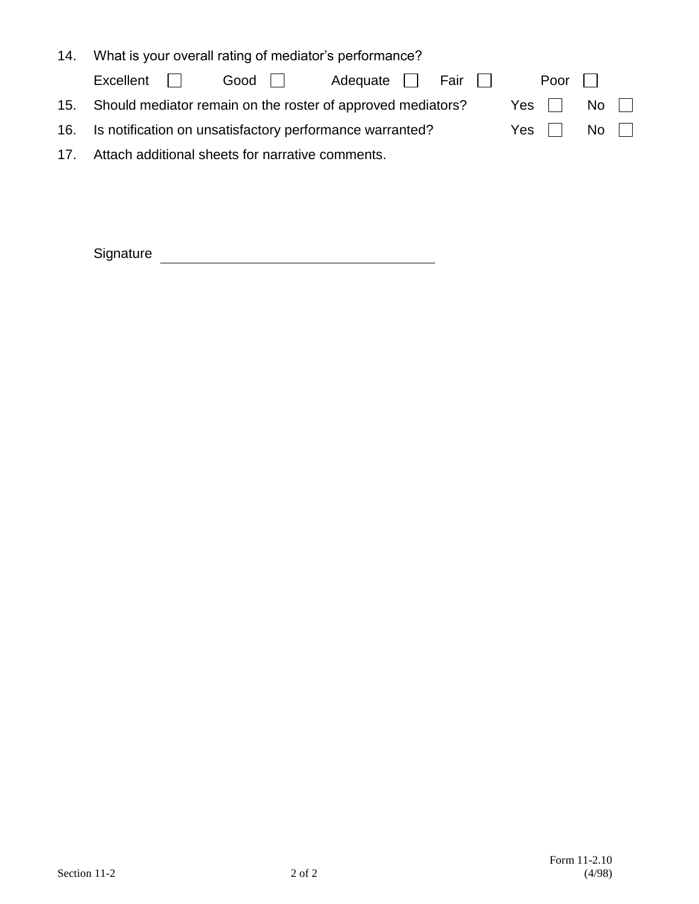14. What is your overall rating of mediator's performance?

    Excellent ☐ Good ☐ Adequate ☐ Fair ☐ Poor ☐

15. Should mediator remain on the roster of approved mediators? Yes ☐ No ☐

16. Is notification on unsatisfactory performance warranted? Yes ☐ No ☐

17. Attach additional sheets for narrative comments.

Signature ______________________________

Form 11-2.10
(4/98)